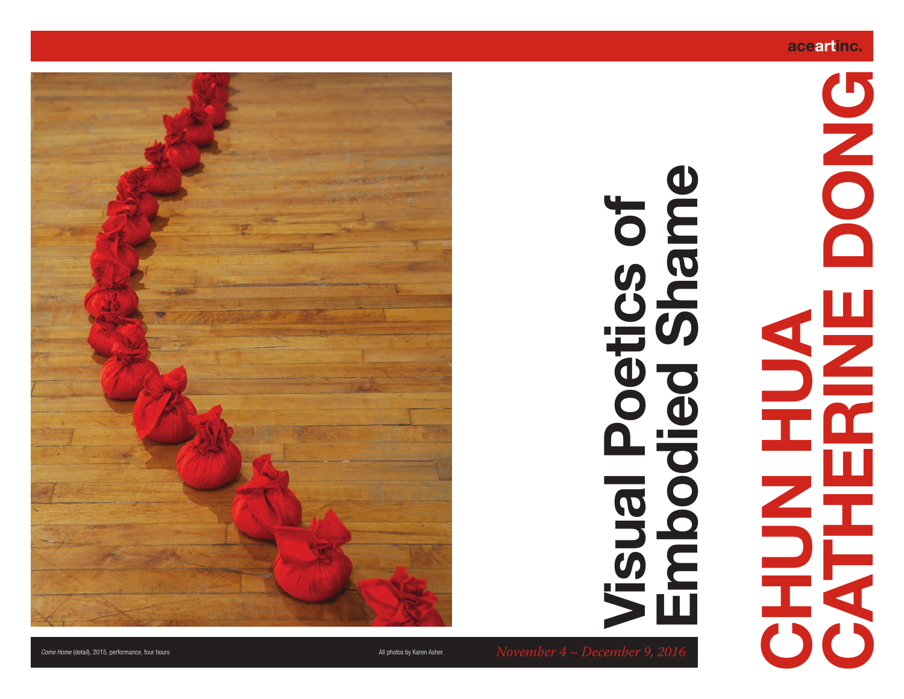aceartinc.

# CHUN HUA CATHERINE DONG

# Visual Poetics of Embodied Shame

*November 4 – December 9, 2016*

*Come Home* (detail), 2015, performance, four hours

All photos by Karen Asher.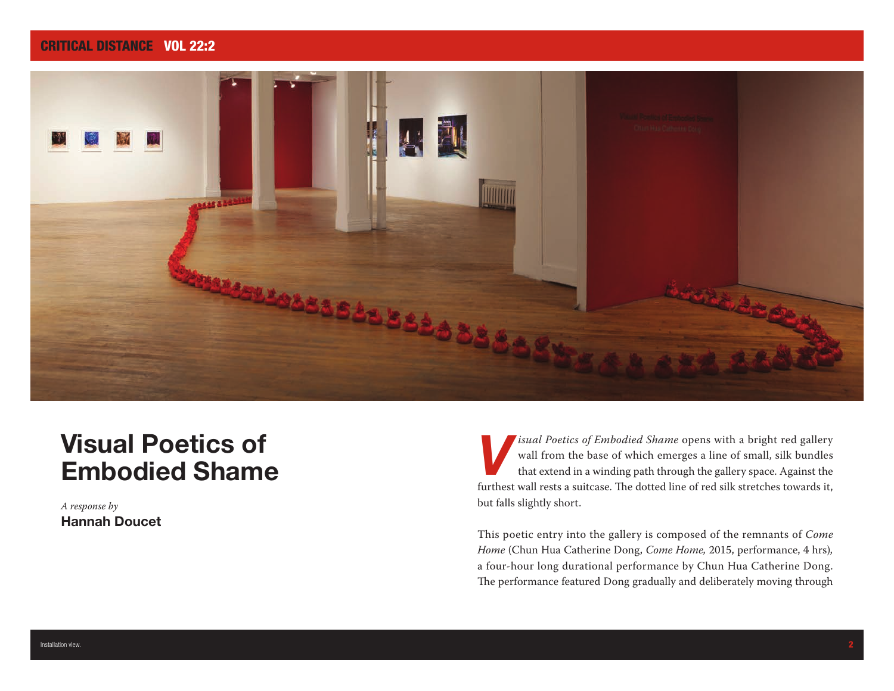# Visual Poetics of Embodied Shame

*A response by*
**Hannah Doucet**

*Visual Poetics of Embodied Shame* opens with a bright red gallery wall from the base of which emerges a line of small, silk bundles that extend in a winding path through the gallery space. Against the furthest wall rests a suitcase. The dotted line of red silk stretches towards it, but falls slightly short.

This poetic entry into the gallery is composed of the remnants of *Come Home* (Chun Hua Catherine Dong, *Come Home,* 2015, performance, 4 hrs), a four-hour long durational performance by Chun Hua Catherine Dong. The performance featured Dong gradually and deliberately moving through

Installation view.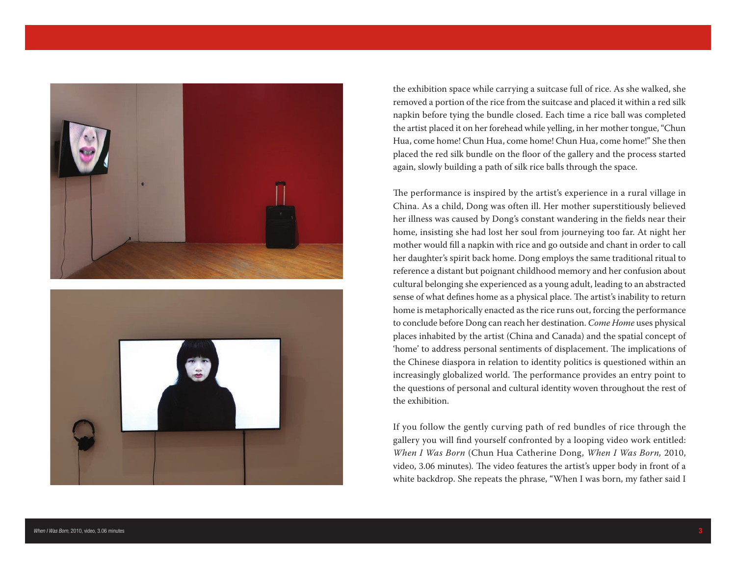the exhibition space while carrying a suitcase full of rice. As she walked, she removed a portion of the rice from the suitcase and placed it within a red silk napkin before tying the bundle closed. Each time a rice ball was completed the artist placed it on her forehead while yelling, in her mother tongue, "Chun Hua, come home! Chun Hua, come home! Chun Hua, come home!" She then placed the red silk bundle on the floor of the gallery and the process started again, slowly building a path of silk rice balls through the space.

The performance is inspired by the artist's experience in a rural village in China. As a child, Dong was often ill. Her mother superstitiously believed her illness was caused by Dong's constant wandering in the fields near their home, insisting she had lost her soul from journeying too far. At night her mother would fill a napkin with rice and go outside and chant in order to call her daughter's spirit back home. Dong employs the same traditional ritual to reference a distant but poignant childhood memory and her confusion about cultural belonging she experienced as a young adult, leading to an abstracted sense of what defines home as a physical place. The artist's inability to return home is metaphorically enacted as the rice runs out, forcing the performance to conclude before Dong can reach her destination. *Come Home* uses physical places inhabited by the artist (China and Canada) and the spatial concept of 'home' to address personal sentiments of displacement. The implications of the Chinese diaspora in relation to identity politics is questioned within an increasingly globalized world. The performance provides an entry point to the questions of personal and cultural identity woven throughout the rest of the exhibition.

If you follow the gently curving path of red bundles of rice through the gallery you will find yourself confronted by a looping video work entitled: *When I Was Born* (Chun Hua Catherine Dong, *When I Was Born,* 2010, video, 3.06 minutes). The video features the artist's upper body in front of a white backdrop. She repeats the phrase, "When I was born, my father said I

*When I Was Born*, 2010, video, 3.06 minutes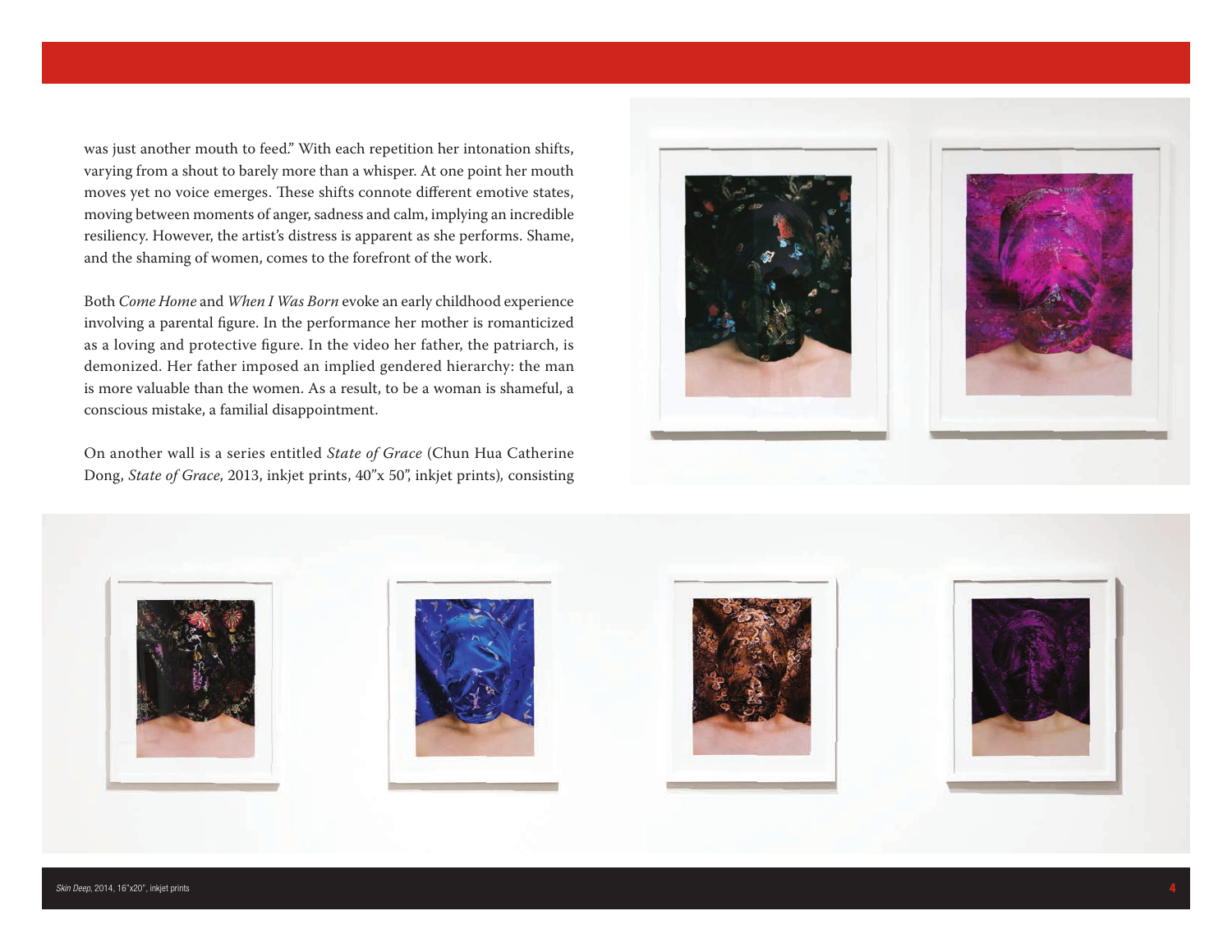was just another mouth to feed." With each repetition her intonation shifts, varying from a shout to barely more than a whisper. At one point her mouth moves yet no voice emerges. These shifts connote different emotive states, moving between moments of anger, sadness and calm, implying an incredible resiliency. However, the artist's distress is apparent as she performs. Shame, and the shaming of women, comes to the forefront of the work.

Both *Come Home* and *When I Was Born* evoke an early childhood experience involving a parental figure. In the performance her mother is romanticized as a loving and protective figure. In the video her father, the patriarch, is demonized. Her father imposed an implied gendered hierarchy: the man is more valuable than the women. As a result, to be a woman is shameful, a conscious mistake, a familial disappointment.

On another wall is a series entitled *State of Grace* (Chun Hua Catherine Dong, *State of Grace*, 2013, inkjet prints, 40"x 50", inkjet prints), consisting

*Skin Deep*, 2014, 16"x20", inkjet prints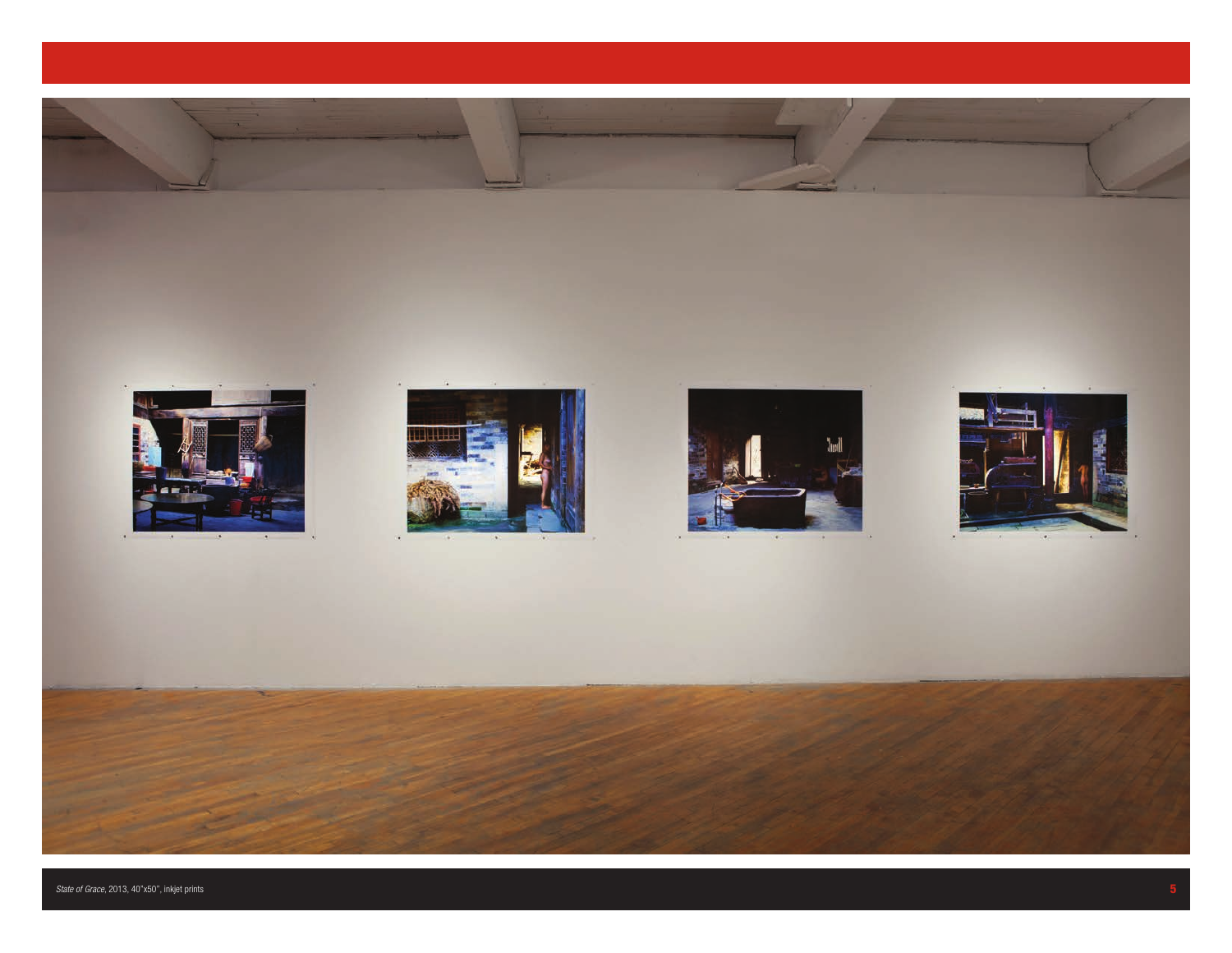*State of Grace*, 2013, 40"x50", inkjet prints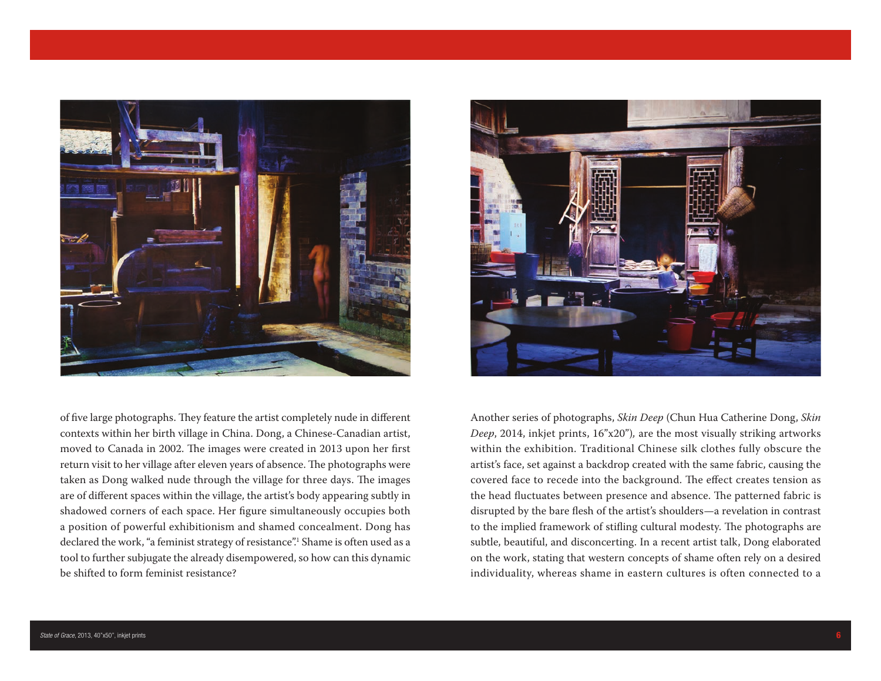of five large photographs. They feature the artist completely nude in different contexts within her birth village in China. Dong, a Chinese-Canadian artist, moved to Canada in 2002. The images were created in 2013 upon her first return visit to her village after eleven years of absence. The photographs were taken as Dong walked nude through the village for three days. The images are of different spaces within the village, the artist's body appearing subtly in shadowed corners of each space. Her figure simultaneously occupies both a position of powerful exhibitionism and shamed concealment. Dong has declared the work, "a feminist strategy of resistance".[1] Shame is often used as a tool to further subjugate the already disempowered, so how can this dynamic be shifted to form feminist resistance?

Another series of photographs, *Skin Deep* (Chun Hua Catherine Dong, *Skin Deep*, 2014, inkjet prints, 16"x20"), are the most visually striking artworks within the exhibition. Traditional Chinese silk clothes fully obscure the artist's face, set against a backdrop created with the same fabric, causing the covered face to recede into the background. The effect creates tension as the head fluctuates between presence and absence. The patterned fabric is disrupted by the bare flesh of the artist's shoulders—a revelation in contrast to the implied framework of stifling cultural modesty. The photographs are subtle, beautiful, and disconcerting. In a recent artist talk, Dong elaborated on the work, stating that western concepts of shame often rely on a desired individuality, whereas shame in eastern cultures is often connected to a

*State of Grace*, 2013, 40"x50", inkjet prints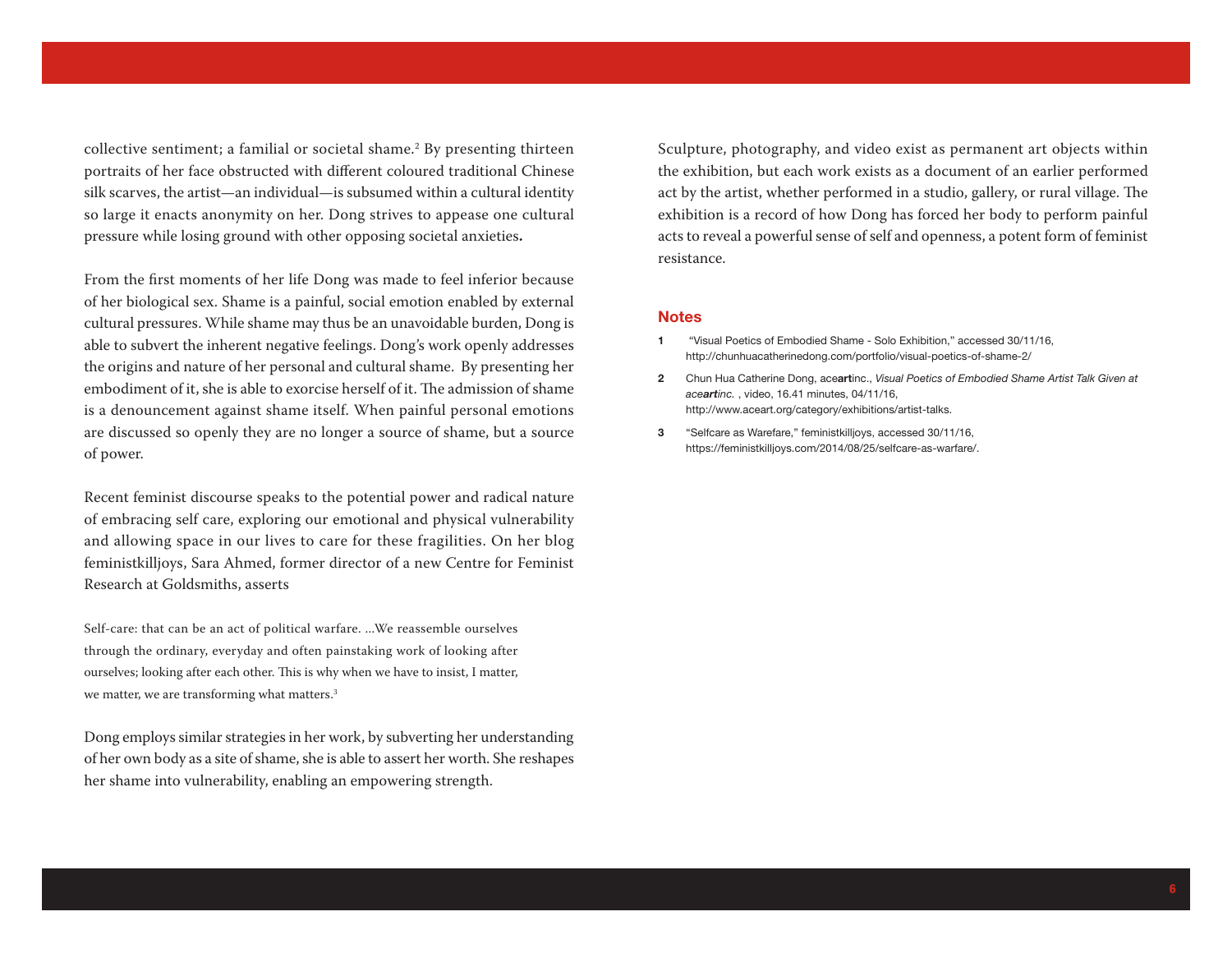collective sentiment; a familial or societal shame.[2] By presenting thirteen portraits of her face obstructed with different coloured traditional Chinese silk scarves, the artist—an individual—is subsumed within a cultural identity so large it enacts anonymity on her. Dong strives to appease one cultural pressure while losing ground with other opposing societal anxieties**.**

From the first moments of her life Dong was made to feel inferior because of her biological sex. Shame is a painful, social emotion enabled by external cultural pressures. While shame may thus be an unavoidable burden, Dong is able to subvert the inherent negative feelings. Dong's work openly addresses the origins and nature of her personal and cultural shame. By presenting her embodiment of it, she is able to exorcise herself of it. The admission of shame is a denouncement against shame itself. When painful personal emotions are discussed so openly they are no longer a source of shame, but a source of power.

Recent feminist discourse speaks to the potential power and radical nature of embracing self care, exploring our emotional and physical vulnerability and allowing space in our lives to care for these fragilities. On her blog feministkilljoys, Sara Ahmed, former director of a new Centre for Feminist Research at Goldsmiths, asserts

> Self-care: that can be an act of political warfare. ...We reassemble ourselves through the ordinary, everyday and often painstaking work of looking after ourselves; looking after each other. This is why when we have to insist, I matter, we matter, we are transforming what matters.[3]

Dong employs similar strategies in her work, by subverting her understanding of her own body as a site of shame, she is able to assert her worth. She reshapes her shame into vulnerability, enabling an empowering strength.

Sculpture, photography, and video exist as permanent art objects within the exhibition, but each work exists as a document of an earlier performed act by the artist, whether performed in a studio, gallery, or rural village. The exhibition is a record of how Dong has forced her body to perform painful acts to reveal a powerful sense of self and openness, a potent form of feminist resistance.

## Notes

1. "Visual Poetics of Embodied Shame - Solo Exhibition," accessed 30/11/16, http://chunhuacatherinedong.com/portfolio/visual-poetics-of-shame-2/
2. Chun Hua Catherine Dong, ace**art**inc., *Visual Poetics of Embodied Shame Artist Talk Given at ace**art**inc.* , video, 16.41 minutes, 04/11/16, http://www.aceart.org/category/exhibitions/artist-talks.
3. "Selfcare as Warefare," feministkilljoys, accessed 30/11/16, https://feministkilljoys.com/2014/08/25/selfcare-as-warfare/.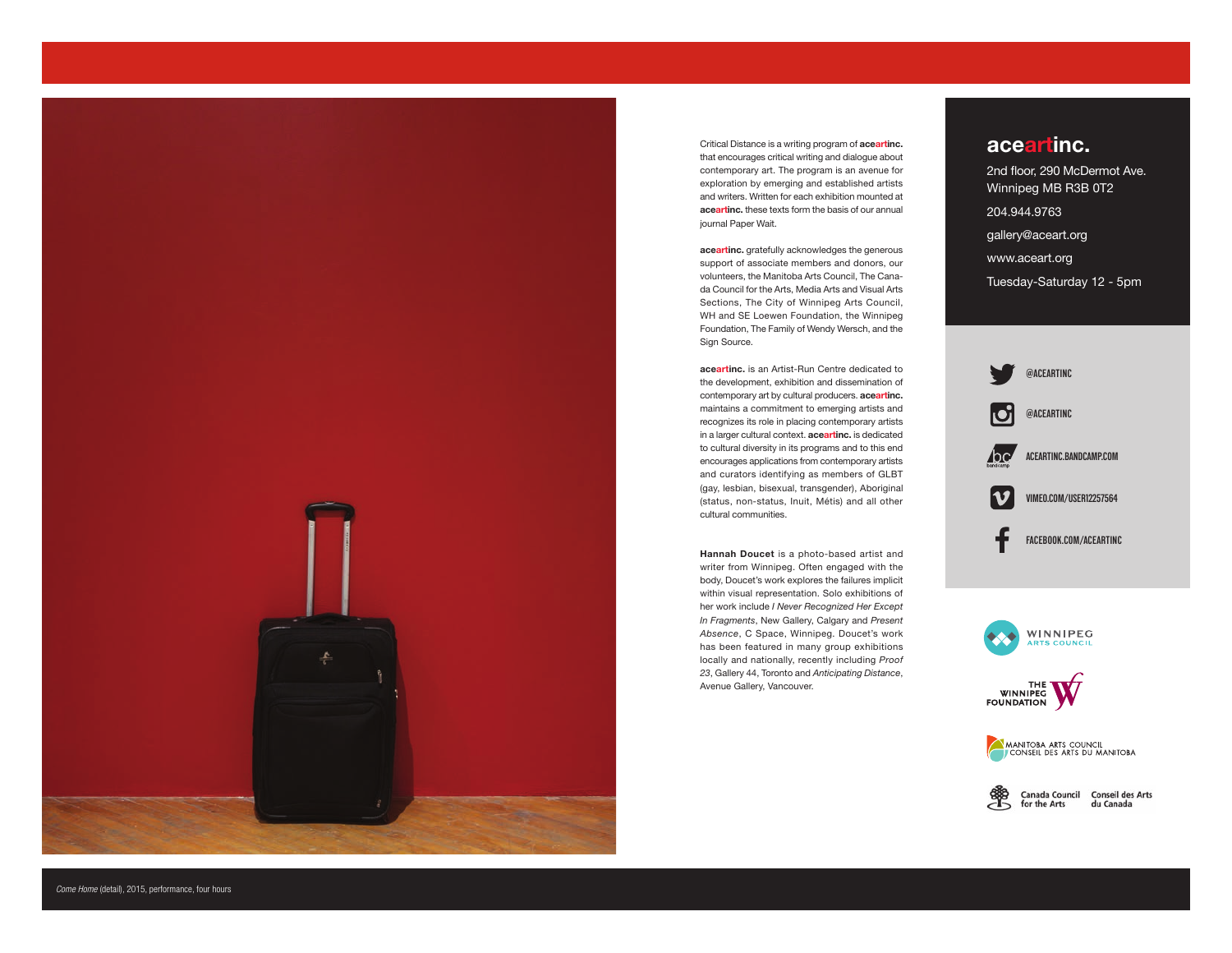Critical Distance is a writing program of **aceartinc.** that encourages critical writing and dialogue about contemporary art. The program is an avenue for exploration by emerging and established artists and writers. Written for each exhibition mounted at **aceartinc.** these texts form the basis of our annual journal Paper Wait.

**aceartinc.** gratefully acknowledges the generous support of associate members and donors, our volunteers, the Manitoba Arts Council, The Canada Council for the Arts, Media Arts and Visual Arts Sections, The City of Winnipeg Arts Council, WH and SE Loewen Foundation, the Winnipeg Foundation, The Family of Wendy Wersch, and the Sign Source.

**aceartinc.** is an Artist-Run Centre dedicated to the development, exhibition and dissemination of contemporary art by cultural producers. **aceartinc.** maintains a commitment to emerging artists and recognizes its role in placing contemporary artists in a larger cultural context. **aceartinc.** is dedicated to cultural diversity in its programs and to this end encourages applications from contemporary artists and curators identifying as members of GLBT (gay, lesbian, bisexual, transgender), Aboriginal (status, non-status, Inuit, Métis) and all other cultural communities.

**Hannah Doucet** is a photo-based artist and writer from Winnipeg. Often engaged with the body, Doucet's work explores the failures implicit within visual representation. Solo exhibitions of her work include *I Never Recognized Her Except In Fragments*, New Gallery, Calgary and *Present Absence*, C Space, Winnipeg. Doucet's work has been featured in many group exhibitions locally and nationally, recently including *Proof 23*, Gallery 44, Toronto and *Anticipating Distance*, Avenue Gallery, Vancouver.

## aceartinc.

2nd floor, 290 McDermot Ave.
Winnipeg MB R3B 0T2

204.944.9763

gallery@aceart.org

www.aceart.org

Tuesday-Saturday 12 - 5pm

@ACEARTINC

@ACEARTINC

ACEARTINC.BANDCAMP.COM

VIMEO.COM/USER12257564

FACEBOOK.COM/ACEARTINC

WINNIPEG ARTS COUNCIL

THE WINNIPEG FOUNDATION

MANITOBA ARTS COUNCIL
CONSEIL DES ARTS DU MANITOBA

Canada Council for the Arts
Conseil des Arts du Canada

*Come Home* (detail), 2015, performance, four hours